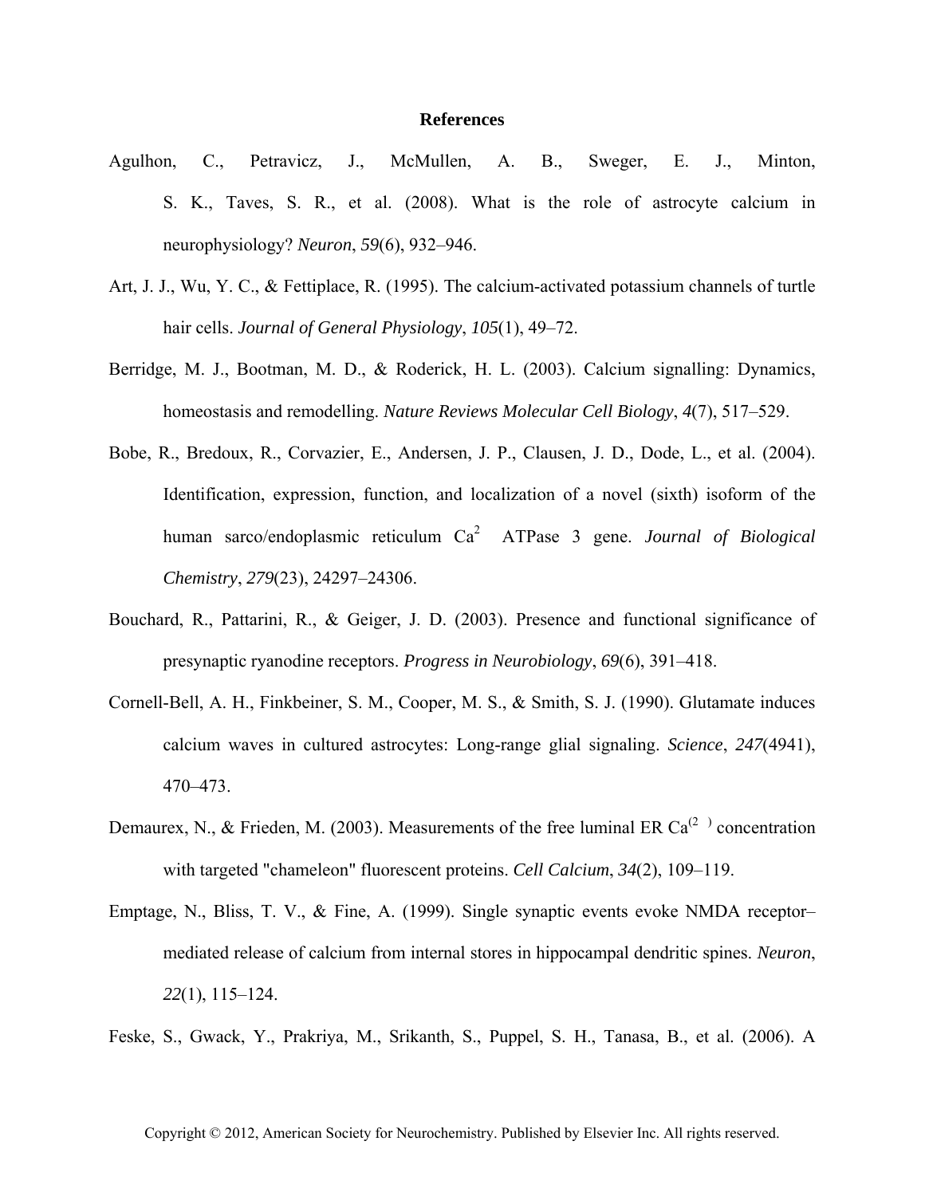# References

Agulhon, C., Petravicz, J., McMullen, A. B., Sweger, E. J., Minton, S. K., Taves, S. R., et al. (2008). What is the role of astrocyte calcium in neurophysiology? *Neuron*, *59*(6), 932–946.

Art, J. J., Wu, Y. C., & Fettiplace, R. (1995). The calcium-activated potassium channels of turtle hair cells. *Journal of General Physiology*, *105*(1), 49–72.

Berridge, M. J., Bootman, M. D., & Roderick, H. L. (2003). Calcium signalling: Dynamics, homeostasis and remodelling. *Nature Reviews Molecular Cell Biology*, *4*(7), 517–529.

Bobe, R., Bredoux, R., Corvazier, E., Andersen, J. P., Clausen, J. D., Dode, L., et al. (2004). Identification, expression, function, and localization of a novel (sixth) isoform of the human sarco/endoplasmic reticulum $Ca^{2}$ ATPase 3 gene. *Journal of Biological Chemistry*, *279*(23), 24297–24306.

Bouchard, R., Pattarini, R., & Geiger, J. D. (2003). Presence and functional significance of presynaptic ryanodine receptors. *Progress in Neurobiology*, *69*(6), 391–418.

Cornell-Bell, A. H., Finkbeiner, S. M., Cooper, M. S., & Smith, S. J. (1990). Glutamate induces calcium waves in cultured astrocytes: Long-range glial signaling. *Science*, *247*(4941), 470–473.

Demaurex, N., & Frieden, M. (2003). Measurements of the free luminal ER $Ca^{(2\ )}$ concentration with targeted "chameleon" fluorescent proteins. *Cell Calcium*, *34*(2), 109–119.

Emptage, N., Bliss, T. V., & Fine, A. (1999). Single synaptic events evoke NMDA receptor–mediated release of calcium from internal stores in hippocampal dendritic spines. *Neuron*, *22*(1), 115–124.

Feske, S., Gwack, Y., Prakriya, M., Srikanth, S., Puppel, S. H., Tanasa, B., et al. (2006). A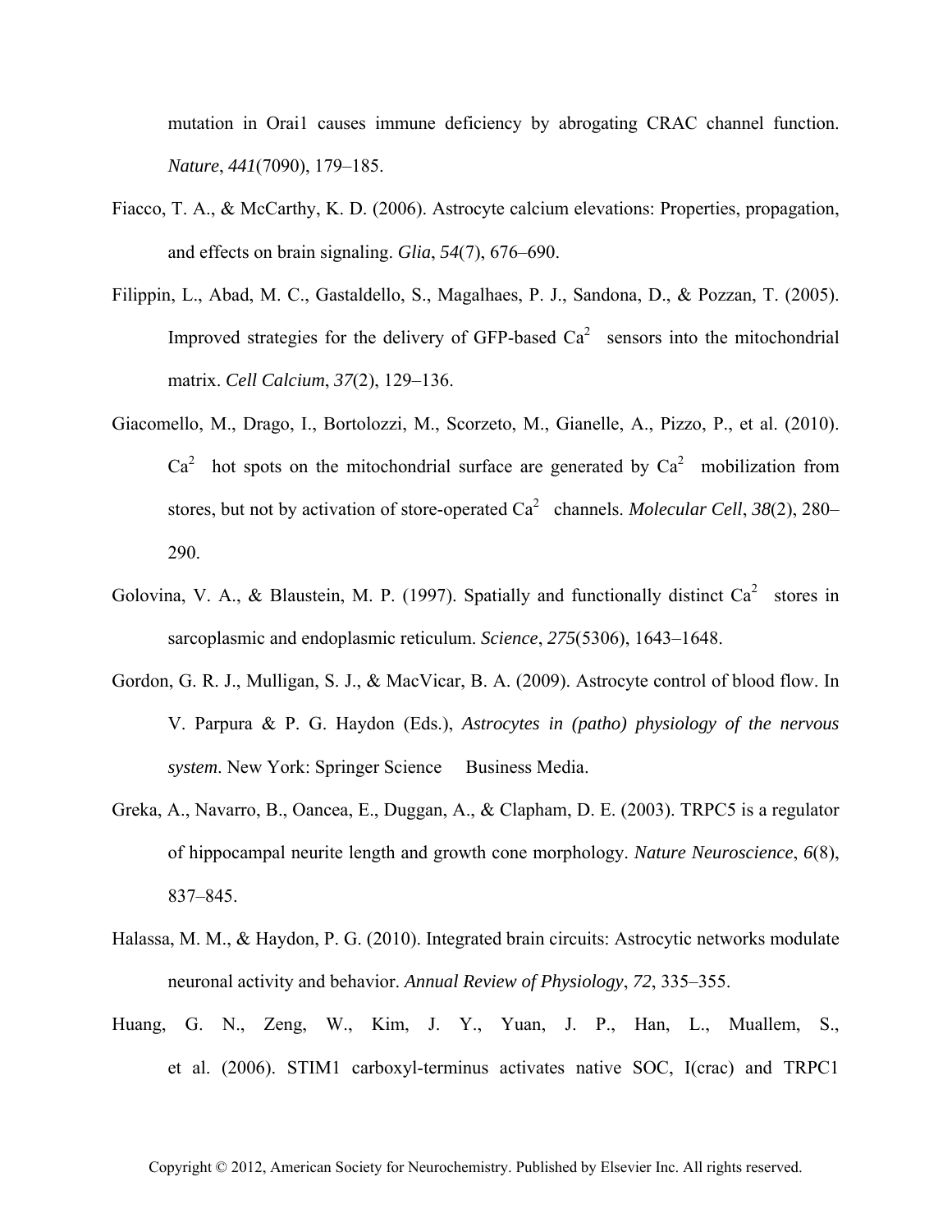mutation in Orai1 causes immune deficiency by abrogating CRAC channel function. *Nature*, *441*(7090), 179–185.

Fiacco, T. A., & McCarthy, K. D. (2006). Astrocyte calcium elevations: Properties, propagation, and effects on brain signaling. *Glia*, *54*(7), 676–690.

Filippin, L., Abad, M. C., Gastaldello, S., Magalhaes, P. J., Sandona, D., & Pozzan, T. (2005). Improved strategies for the delivery of GFP-based $Ca^{2}$ sensors into the mitochondrial matrix. *Cell Calcium*, *37*(2), 129–136.

Giacomello, M., Drago, I., Bortolozzi, M., Scorzeto, M., Gianelle, A., Pizzo, P., et al. (2010). $Ca^{2}$ hot spots on the mitochondrial surface are generated by $Ca^{2}$ mobilization from stores, but not by activation of store-operated $Ca^{2}$ channels. *Molecular Cell*, *38*(2), 280–290.

Golovina, V. A., & Blaustein, M. P. (1997). Spatially and functionally distinct $Ca^{2}$ stores in sarcoplasmic and endoplasmic reticulum. *Science*, *275*(5306), 1643–1648.

Gordon, G. R. J., Mulligan, S. J., & MacVicar, B. A. (2009). Astrocyte control of blood flow. In V. Parpura & P. G. Haydon (Eds.), *Astrocytes in (patho) physiology of the nervous system*. New York: Springer Science Business Media.

Greka, A., Navarro, B., Oancea, E., Duggan, A., & Clapham, D. E. (2003). TRPC5 is a regulator of hippocampal neurite length and growth cone morphology. *Nature Neuroscience*, *6*(8), 837–845.

Halassa, M. M., & Haydon, P. G. (2010). Integrated brain circuits: Astrocytic networks modulate neuronal activity and behavior. *Annual Review of Physiology*, *72*, 335–355.

Huang, G. N., Zeng, W., Kim, J. Y., Yuan, J. P., Han, L., Muallem, S., et al. (2006). STIM1 carboxyl-terminus activates native SOC, I(crac) and TRPC1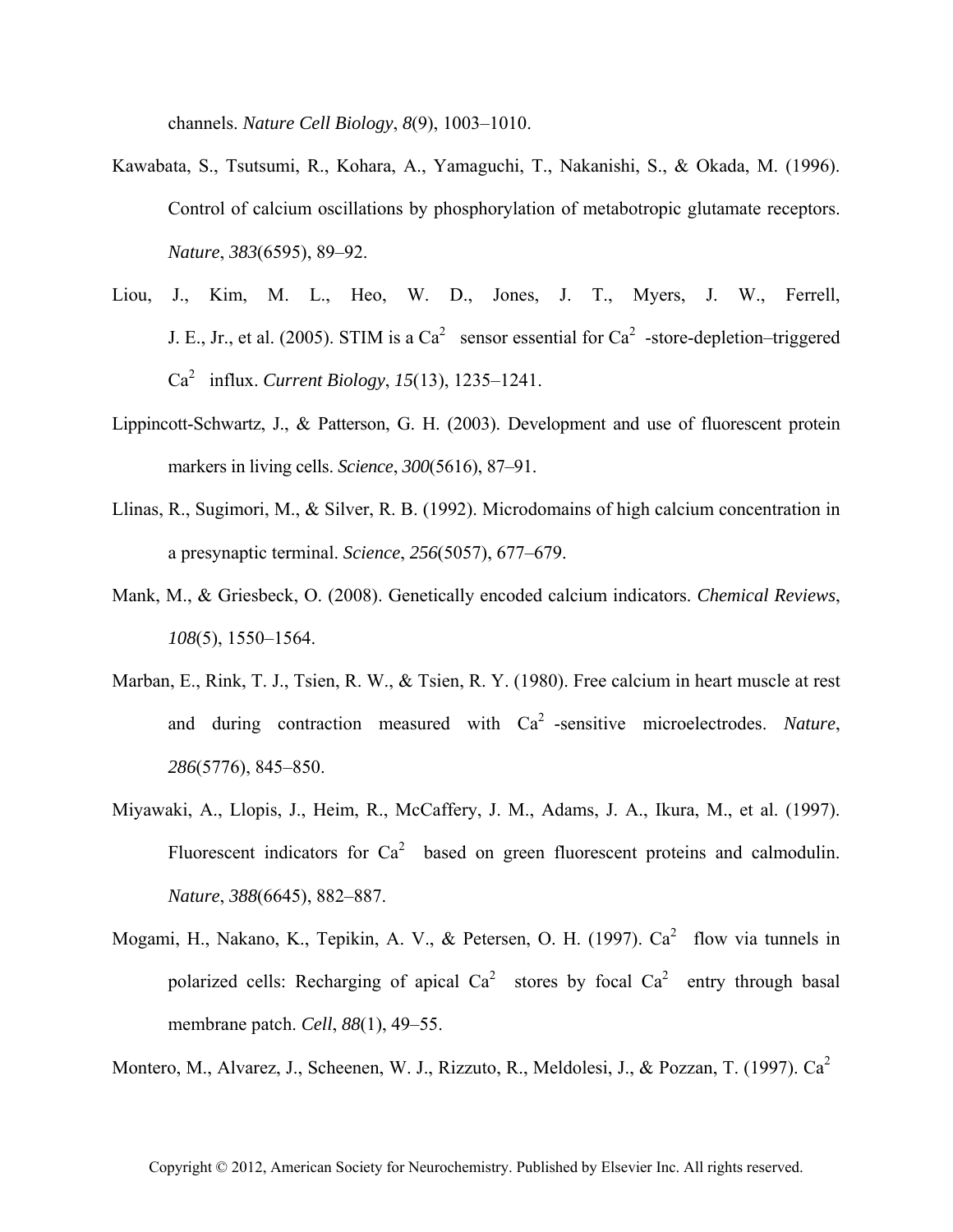channels. *Nature Cell Biology*, *8*(9), 1003–1010.

Kawabata, S., Tsutsumi, R., Kohara, A., Yamaguchi, T., Nakanishi, S., & Okada, M. (1996). Control of calcium oscillations by phosphorylation of metabotropic glutamate receptors. *Nature*, *383*(6595), 89–92.

Liou, J., Kim, M. L., Heo, W. D., Jones, J. T., Myers, J. W., Ferrell, J. E., Jr., et al. (2005). STIM is a $Ca^2$ sensor essential for $Ca^2$ -store-depletion–triggered $Ca^2$ influx. *Current Biology*, *15*(13), 1235–1241.

Lippincott-Schwartz, J., & Patterson, G. H. (2003). Development and use of fluorescent protein markers in living cells. *Science*, *300*(5616), 87–91.

Llinas, R., Sugimori, M., & Silver, R. B. (1992). Microdomains of high calcium concentration in a presynaptic terminal. *Science*, *256*(5057), 677–679.

Mank, M., & Griesbeck, O. (2008). Genetically encoded calcium indicators. *Chemical Reviews*, *108*(5), 1550–1564.

Marban, E., Rink, T. J., Tsien, R. W., & Tsien, R. Y. (1980). Free calcium in heart muscle at rest and during contraction measured with $Ca^2$ -sensitive microelectrodes. *Nature*, *286*(5776), 845–850.

Miyawaki, A., Llopis, J., Heim, R., McCaffery, J. M., Adams, J. A., Ikura, M., et al. (1997). Fluorescent indicators for $Ca^2$ based on green fluorescent proteins and calmodulin. *Nature*, *388*(6645), 882–887.

Mogami, H., Nakano, K., Tepikin, A. V., & Petersen, O. H. (1997). $Ca^2$ flow via tunnels in polarized cells: Recharging of apical $Ca^2$ stores by focal $Ca^2$ entry through basal membrane patch. *Cell*, *88*(1), 49–55.

Montero, M., Alvarez, J., Scheenen, W. J., Rizzuto, R., Meldolesi, J., & Pozzan, T. (1997). $Ca^2$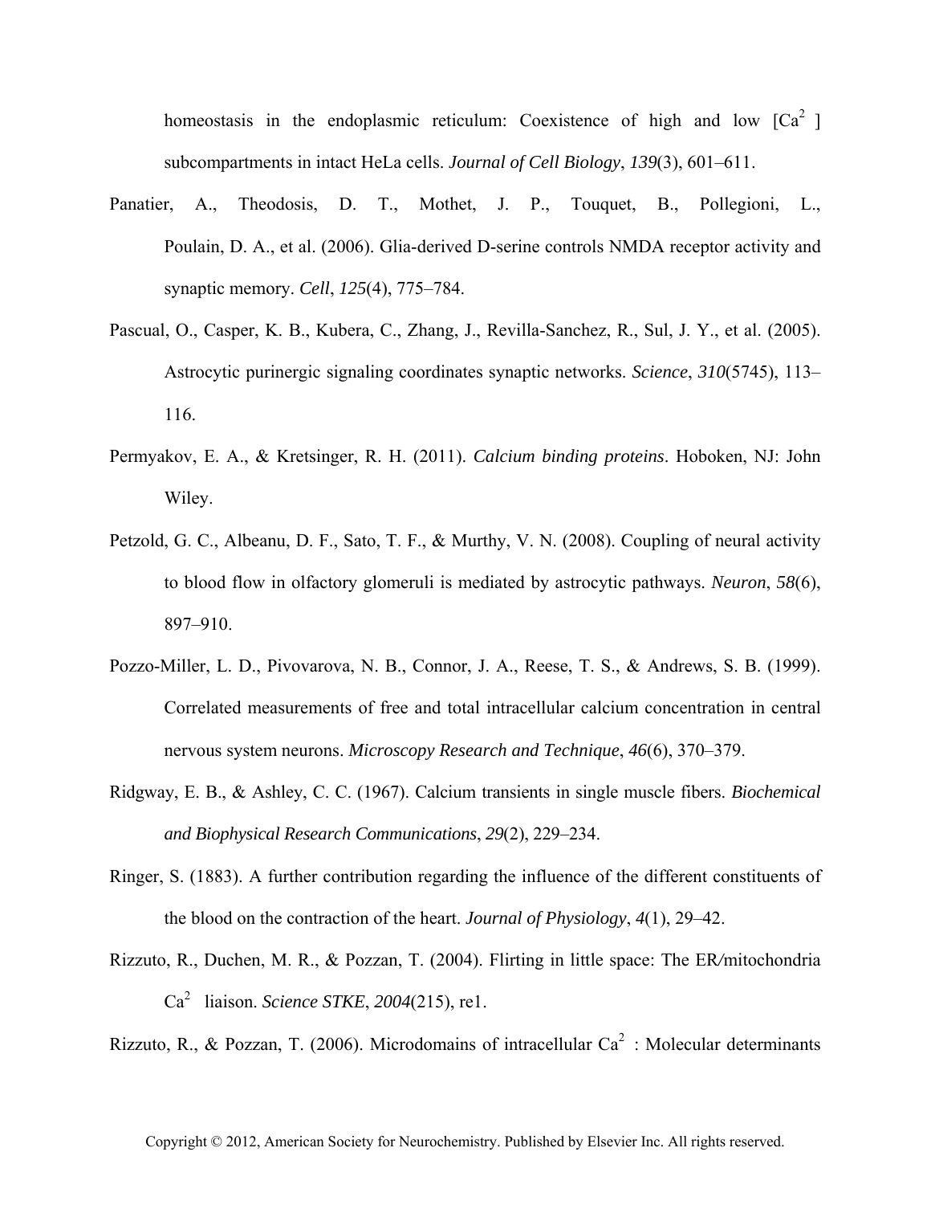homeostasis in the endoplasmic reticulum: Coexistence of high and low [$Ca^{2+}$] subcompartments in intact HeLa cells. *Journal of Cell Biology*, *139*(3), 601–611.

Panatier, A., Theodosis, D. T., Mothet, J. P., Touquet, B., Pollegioni, L., Poulain, D. A., et al. (2006). Glia-derived D-serine controls NMDA receptor activity and synaptic memory. *Cell*, *125*(4), 775–784.

Pascual, O., Casper, K. B., Kubera, C., Zhang, J., Revilla-Sanchez, R., Sul, J. Y., et al. (2005). Astrocytic purinergic signaling coordinates synaptic networks. *Science*, *310*(5745), 113–116.

Permyakov, E. A., & Kretsinger, R. H. (2011). *Calcium binding proteins*. Hoboken, NJ: John Wiley.

Petzold, G. C., Albeanu, D. F., Sato, T. F., & Murthy, V. N. (2008). Coupling of neural activity to blood flow in olfactory glomeruli is mediated by astrocytic pathways. *Neuron*, *58*(6), 897–910.

Pozzo-Miller, L. D., Pivovarova, N. B., Connor, J. A., Reese, T. S., & Andrews, S. B. (1999). Correlated measurements of free and total intracellular calcium concentration in central nervous system neurons. *Microscopy Research and Technique*, *46*(6), 370–379.

Ridgway, E. B., & Ashley, C. C. (1967). Calcium transients in single muscle fibers. *Biochemical and Biophysical Research Communications*, *29*(2), 229–234.

Ringer, S. (1883). A further contribution regarding the influence of the different constituents of the blood on the contraction of the heart. *Journal of Physiology*, *4*(1), 29–42.

Rizzuto, R., Duchen, M. R., & Pozzan, T. (2004). Flirting in little space: The ER/mitochondria $Ca^{2+}$ liaison. *Science STKE*, *2004*(215), re1.

Rizzuto, R., & Pozzan, T. (2006). Microdomains of intracellular $Ca^{2+}$: Molecular determinants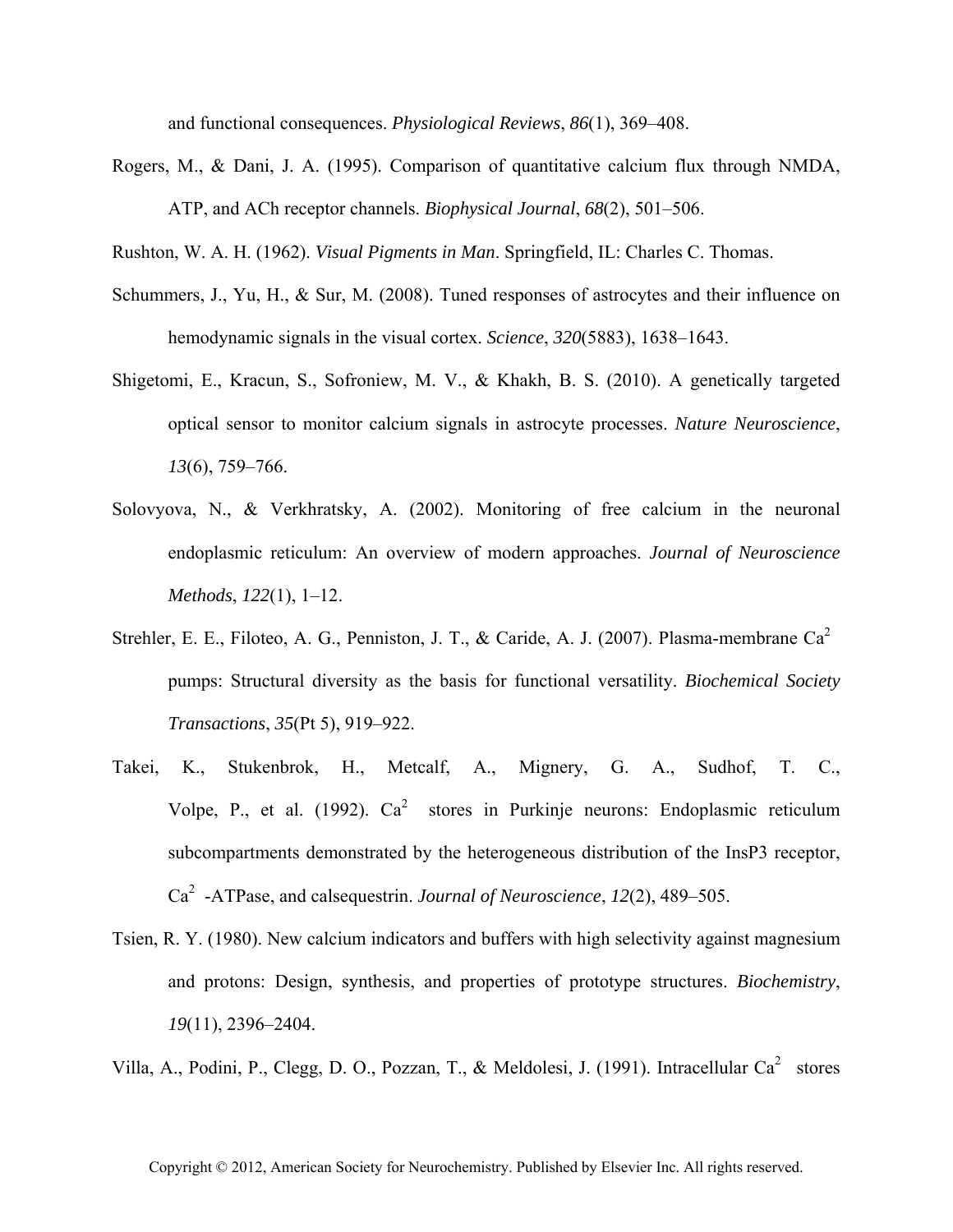and functional consequences. *Physiological Reviews*, *86*(1), 369–408.

Rogers, M., & Dani, J. A. (1995). Comparison of quantitative calcium flux through NMDA, ATP, and ACh receptor channels. *Biophysical Journal*, *68*(2), 501–506.

Rushton, W. A. H. (1962). *Visual Pigments in Man*. Springfield, IL: Charles C. Thomas.

Schummers, J., Yu, H., & Sur, M. (2008). Tuned responses of astrocytes and their influence on hemodynamic signals in the visual cortex. *Science*, *320*(5883), 1638–1643.

Shigetomi, E., Kracun, S., Sofroniew, M. V., & Khakh, B. S. (2010). A genetically targeted optical sensor to monitor calcium signals in astrocyte processes. *Nature Neuroscience*, *13*(6), 759–766.

Solovyova, N., & Verkhratsky, A. (2002). Monitoring of free calcium in the neuronal endoplasmic reticulum: An overview of modern approaches. *Journal of Neuroscience Methods*, *122*(1), 1–12.

Strehler, E. E., Filoteo, A. G., Penniston, J. T., & Caride, A. J. (2007). Plasma-membrane $Ca^2$ pumps: Structural diversity as the basis for functional versatility. *Biochemical Society Transactions*, *35*(Pt 5), 919–922.

Takei, K., Stukenbrok, H., Metcalf, A., Mignery, G. A., Sudhof, T. C., Volpe, P., et al. (1992). $Ca^2$ stores in Purkinje neurons: Endoplasmic reticulum subcompartments demonstrated by the heterogeneous distribution of the InsP3 receptor, $Ca^2$ -ATPase, and calsequestrin. *Journal of Neuroscience*, *12*(2), 489–505.

Tsien, R. Y. (1980). New calcium indicators and buffers with high selectivity against magnesium and protons: Design, synthesis, and properties of prototype structures. *Biochemistry*, *19*(11), 2396–2404.

Villa, A., Podini, P., Clegg, D. O., Pozzan, T., & Meldolesi, J. (1991). Intracellular $Ca^2$ stores

Copyright © 2012, American Society for Neurochemistry. Published by Elsevier Inc. All rights reserved.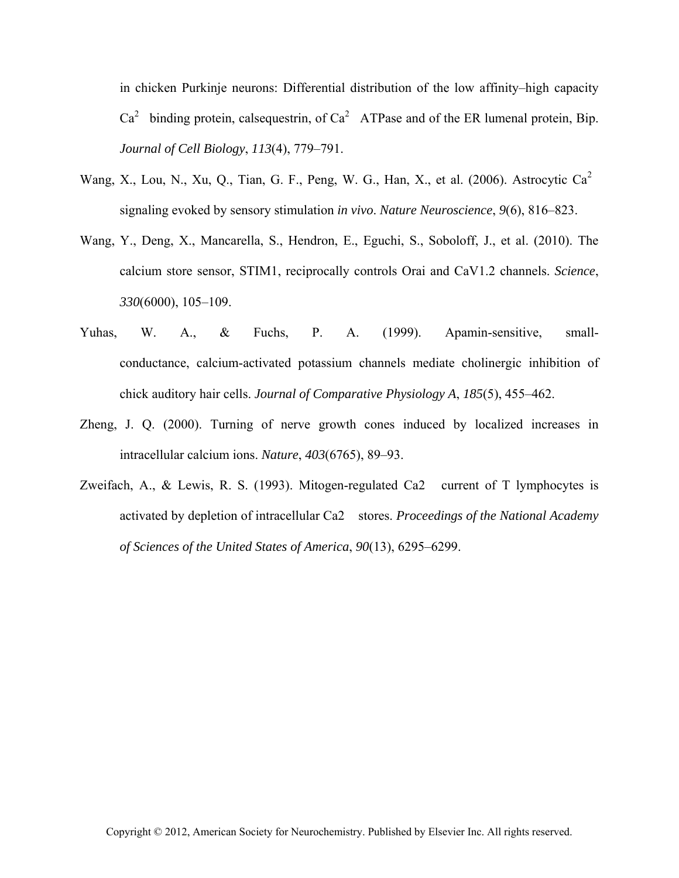in chicken Purkinje neurons: Differential distribution of the low affinity–high capacity $Ca^{2}$ binding protein, calsequestrin, of $Ca^{2}$ ATPase and of the ER lumenal protein, Bip. *Journal of Cell Biology*, *113*(4), 779–791.

Wang, X., Lou, N., Xu, Q., Tian, G. F., Peng, W. G., Han, X., et al. (2006). Astrocytic $Ca^{2}$ signaling evoked by sensory stimulation *in vivo*. *Nature Neuroscience*, *9*(6), 816–823.

Wang, Y., Deng, X., Mancarella, S., Hendron, E., Eguchi, S., Soboloff, J., et al. (2010). The calcium store sensor, STIM1, reciprocally controls Orai and CaV1.2 channels. *Science*, *330*(6000), 105–109.

Yuhas, W. A., & Fuchs, P. A. (1999). Apamin-sensitive, small-conductance, calcium-activated potassium channels mediate cholinergic inhibition of chick auditory hair cells. *Journal of Comparative Physiology A*, *185*(5), 455–462.

Zheng, J. Q. (2000). Turning of nerve growth cones induced by localized increases in intracellular calcium ions. *Nature*, *403*(6765), 89–93.

Zweifach, A., & Lewis, R. S. (1993). Mitogen-regulated Ca2 current of T lymphocytes is activated by depletion of intracellular Ca2 stores. *Proceedings of the National Academy of Sciences of the United States of America*, *90*(13), 6295–6299.

Copyright © 2012, American Society for Neurochemistry. Published by Elsevier Inc. All rights reserved.